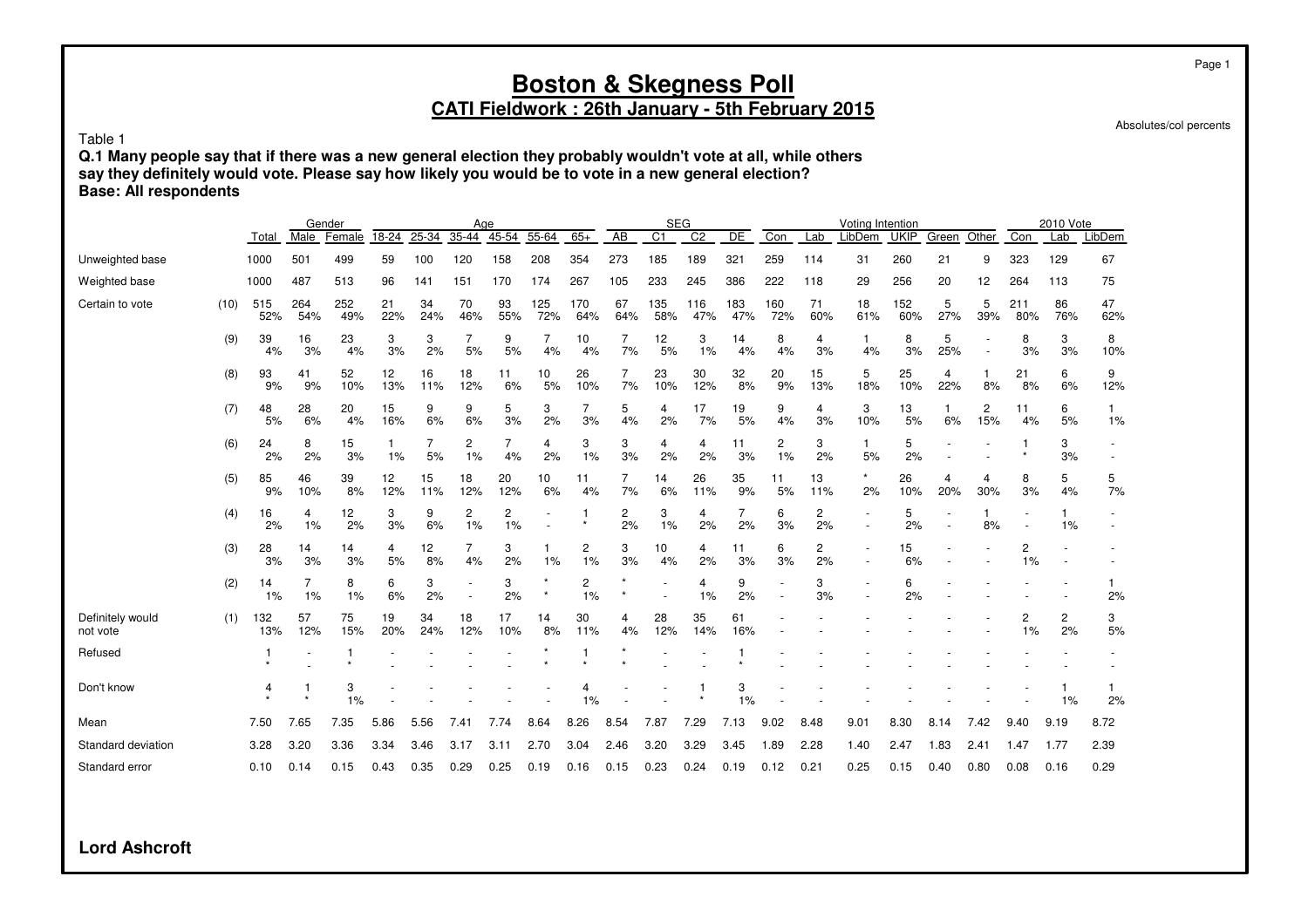# Boston & Skegness Poll

## CATI Fieldwork : 26th January - 5th February 2015

Absolutes/col percents

Table 1

**Q.1 Many people say that if there was a new general election they probably wouldn't vote at all, while others say they definitely would vote. Please say how likely you would be to vote in a new general election?**
**Base: All respondents**

| | | | Gender | | Age | | | | | | SEG | | | | Voting Intention | | | | | | 2010 Vote | | |
|---|---|---|---|---|---|---|---|---|---|---|---|---|---|---|---|---|---|---|---|---|---|---|---|
| | | Total | Male | Female | 18-24 | 25-34 | 35-44 | 45-54 | 55-64 | 65+ | AB | C1 | C2 | DE | Con | Lab | LibDem | UKIP | Green | Other | Con | Lab | LibDem |
| Unweighted base | | 1000 | 501 | 499 | 59 | 100 | 120 | 158 | 208 | 354 | 273 | 185 | 189 | 321 | 259 | 114 | 31 | 260 | 21 | 9 | 323 | 129 | 67 |
| Weighted base | | 1000 | 487 | 513 | 96 | 141 | 151 | 170 | 174 | 267 | 105 | 233 | 245 | 386 | 222 | 118 | 29 | 256 | 20 | 12 | 264 | 113 | 75 |
| Certain to vote | (10) | 515 | 264 | 252 | 21 | 34 | 70 | 93 | 125 | 170 | 67 | 135 | 116 | 183 | 160 | 71 | 18 | 152 | 5 | 5 | 211 | 86 | 47 |
| | | 52% | 54% | 49% | 22% | 24% | 46% | 55% | 72% | 64% | 64% | 58% | 47% | 47% | 72% | 60% | 61% | 60% | 27% | 39% | 80% | 76% | 62% |
| | (9) | 39 | 16 | 23 | 3 | 3 | 7 | 9 | 7 | 10 | 7 | 12 | 3 | 14 | 8 | 4 | 1 | 8 | 5 | - | 8 | 3 | 8 |
| | | 4% | 3% | 4% | 3% | 2% | 5% | 5% | 4% | 4% | 7% | 5% | 1% | 4% | 4% | 3% | 4% | 3% | 25% | - | 3% | 3% | 10% |
| | (8) | 93 | 41 | 52 | 12 | 16 | 18 | 11 | 10 | 26 | 7 | 23 | 30 | 32 | 20 | 15 | 5 | 25 | 4 | 1 | 21 | 6 | 9 |
| | | 9% | 9% | 10% | 13% | 11% | 12% | 6% | 5% | 10% | 7% | 10% | 12% | 8% | 9% | 13% | 18% | 10% | 22% | 8% | 8% | 6% | 12% |
| | (7) | 48 | 28 | 20 | 15 | 9 | 9 | 5 | 3 | 7 | 5 | 4 | 17 | 19 | 9 | 4 | 3 | 13 | 1 | 2 | 11 | 6 | 1 |
| | | 5% | 6% | 4% | 16% | 6% | 6% | 3% | 2% | 3% | 4% | 2% | 7% | 5% | 4% | 3% | 10% | 5% | 6% | 15% | 4% | 5% | 1% |
| | (6) | 24 | 8 | 15 | 1 | 7 | 2 | 7 | 4 | 3 | 3 | 4 | 4 | 11 | 2 | 3 | 1 | 5 | - | - | 1 | 3 | - |
| | | 2% | 2% | 3% | 1% | 5% | 1% | 4% | 2% | 1% | 3% | 2% | 2% | 3% | 1% | 2% | 5% | 2% | - | - | * | 3% | - |
| | (5) | 85 | 46 | 39 | 12 | 15 | 18 | 20 | 10 | 11 | 7 | 14 | 26 | 35 | 11 | 13 | * | 26 | 4 | 4 | 8 | 5 | 5 |
| | | 9% | 10% | 8% | 12% | 11% | 12% | 12% | 6% | 4% | 7% | 6% | 11% | 9% | 5% | 11% | 2% | 10% | 20% | 30% | 3% | 4% | 7% |
| | (4) | 16 | 4 | 12 | 3 | 9 | 2 | 2 | - | 1 | 2 | 3 | 4 | 7 | 6 | 2 | - | 5 | - | 1 | - | 1 | - |
| | | 2% | 1% | 2% | 3% | 6% | 1% | 1% | - | * | 2% | 1% | 2% | 2% | 3% | 2% | - | 2% | - | 8% | - | 1% | - |
| | (3) | 28 | 14 | 14 | 4 | 12 | 7 | 3 | 1 | 2 | 3 | 10 | 4 | 11 | 6 | 2 | - | 15 | - | - | 2 | - | - |
| | | 3% | 3% | 3% | 5% | 8% | 4% | 2% | 1% | 1% | 3% | 4% | 2% | 3% | 3% | 2% | - | 6% | - | - | 1% | - | - |
| | (2) | 14 | 7 | 8 | 6 | 3 | - | 3 | * | 2 | * | - | 4 | 9 | - | 3 | - | 6 | - | - | - | - | 1 |
| | | 1% | 1% | 1% | 6% | 2% | - | 2% | * | 1% | * | - | 1% | 2% | - | 3% | - | 2% | - | - | - | - | 2% |
| Definitely would not vote | (1) | 132 | 57 | 75 | 19 | 34 | 18 | 17 | 14 | 30 | 4 | 28 | 35 | 61 | - | - | - | - | - | - | 2 | 2 | 3 |
| | | 13% | 12% | 15% | 20% | 24% | 12% | 10% | 8% | 11% | 4% | 12% | 14% | 16% | - | - | - | - | - | - | 1% | 2% | 5% |
| Refused | | 1 | - | 1 | - | - | - | - | * | 1 | * | - | - | 1 | - | - | - | - | - | - | - | - | - |
| | | * | - | * | - | - | - | - | * | * | * | - | - | * | - | - | - | - | - | - | - | - | - |
| Don't know | | 4 | 1 | 3 | - | - | - | - | - | 4 | - | - | 1 | 3 | - | - | - | - | - | - | - | 1 | 1 |
| | | * | * | 1% | - | - | - | - | - | 1% | - | - | * | 1% | - | - | - | - | - | - | - | 1% | 2% |
| Mean | | 7.50 | 7.65 | 7.35 | 5.86 | 5.56 | 7.41 | 7.74 | 8.64 | 8.26 | 8.54 | 7.87 | 7.29 | 7.13 | 9.02 | 8.48 | 9.01 | 8.30 | 8.14 | 7.42 | 9.40 | 9.19 | 8.72 |
| Standard deviation | | 3.28 | 3.20 | 3.36 | 3.34 | 3.46 | 3.17 | 3.11 | 2.70 | 3.04 | 2.46 | 3.20 | 3.29 | 3.45 | 1.89 | 2.28 | 1.40 | 2.47 | 1.83 | 2.41 | 1.47 | 1.77 | 2.39 |
| Standard error | | 0.10 | 0.14 | 0.15 | 0.43 | 0.35 | 0.29 | 0.25 | 0.19 | 0.16 | 0.15 | 0.23 | 0.24 | 0.19 | 0.12 | 0.21 | 0.25 | 0.15 | 0.40 | 0.80 | 0.08 | 0.16 | 0.29 |

**Lord Ashcroft**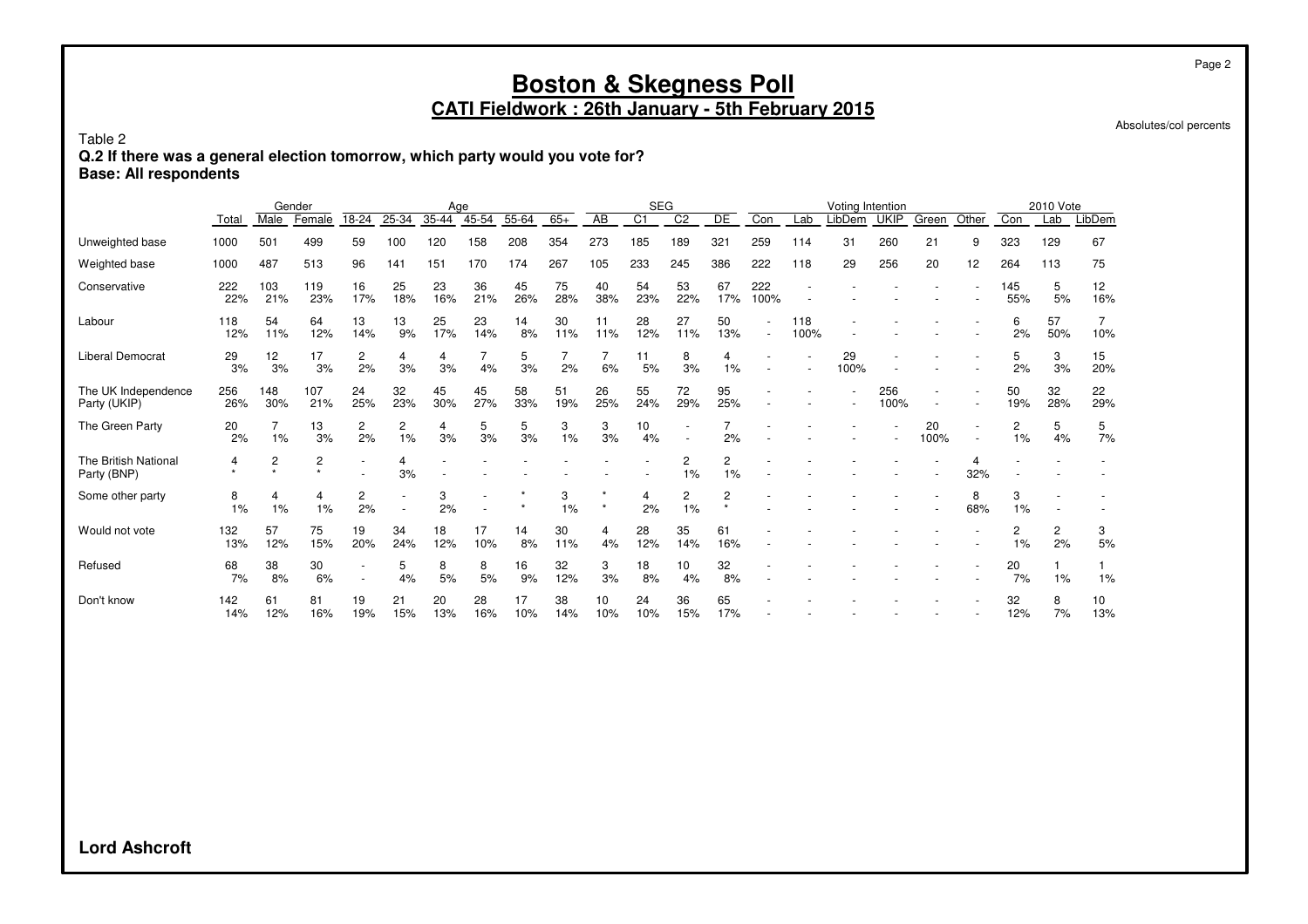# Boston & Skegness Poll

## CATI Fieldwork : 26th January - 5th February 2015

Absolutes/col percents

Table 2
**Q.2 If there was a general election tomorrow, which party would you vote for?**
**Base: All respondents**

| | Total | Gender | | Age | | | | | | SEG | | | | Voting Intention | | | | | | 2010 Vote | | |
|---|---|---|---|---|---|---|---|---|---|---|---|---|---|---|---|---|---|---|---|---|---|---|
| | Total | Male | Female | 18-24 | 25-34 | 35-44 | 45-54 | 55-64 | 65+ | AB | C1 | C2 | DE | Con | Lab | LibDem | UKIP | Green | Other | Con | Lab | LibDem |
| Unweighted base | 1000 | 501 | 499 | 59 | 100 | 120 | 158 | 208 | 354 | 273 | 185 | 189 | 321 | 259 | 114 | 31 | 260 | 21 | 9 | 323 | 129 | 67 |
| Weighted base | 1000 | 487 | 513 | 96 | 141 | 151 | 170 | 174 | 267 | 105 | 233 | 245 | 386 | 222 | 118 | 29 | 256 | 20 | 12 | 264 | 113 | 75 |
| Conservative | 222 | 103 | 119 | 16 | 25 | 23 | 36 | 45 | 75 | 40 | 54 | 53 | 67 | 222 | - | - | - | - | - | 145 | 5 | 12 |
| | 22% | 21% | 23% | 17% | 18% | 16% | 21% | 26% | 28% | 38% | 23% | 22% | 17% | 100% | - | - | - | - | - | 55% | 5% | 16% |
| Labour | 118 | 54 | 64 | 13 | 13 | 25 | 23 | 14 | 30 | 11 | 28 | 27 | 50 | - | 118 | - | - | - | - | 6 | 57 | 7 |
| | 12% | 11% | 12% | 14% | 9% | 17% | 14% | 8% | 11% | 11% | 12% | 11% | 13% | - | 100% | - | - | - | - | 2% | 50% | 10% |
| Liberal Democrat | 29 | 12 | 17 | 2 | 4 | 4 | 7 | 5 | 7 | 7 | 11 | 8 | 4 | - | - | 29 | - | - | - | 5 | 3 | 15 |
| | 3% | 3% | 3% | 2% | 3% | 3% | 4% | 3% | 2% | 6% | 5% | 3% | 1% | - | - | 100% | - | - | - | 2% | 3% | 20% |
| The UK Independence Party (UKIP) | 256 | 148 | 107 | 24 | 32 | 45 | 45 | 58 | 51 | 26 | 55 | 72 | 95 | - | - | - | 256 | - | - | 50 | 32 | 22 |
| | 26% | 30% | 21% | 25% | 23% | 30% | 27% | 33% | 19% | 25% | 24% | 29% | 25% | - | - | - | 100% | - | - | 19% | 28% | 29% |
| The Green Party | 20 | 7 | 13 | 2 | 2 | 4 | 5 | 5 | 3 | 3 | 10 | - | 7 | - | - | - | - | 20 | - | 2 | 5 | 5 |
| | 2% | 1% | 3% | 2% | 1% | 3% | 3% | 3% | 1% | 3% | 4% | - | 2% | - | - | - | - | 100% | - | 1% | 4% | 7% |
| The British National Party (BNP) | 4 | 2 | 2 | - | 4 | - | - | - | - | - | - | 2 | 2 | - | - | - | - | - | 4 | - | - | - |
| | * | * | * | - | 3% | - | - | - | - | - | - | 1% | 1% | - | - | - | - | - | 32% | - | - | - |
| Some other party | 8 | 4 | 4 | 2 | - | 3 | - | * | 3 | * | 4 | 2 | 2 | - | - | - | - | - | 8 | 3 | - | - |
| | 1% | 1% | 1% | 2% | - | 2% | - | * | 1% | * | 2% | 1% | * | - | - | - | - | - | 68% | 1% | - | - |
| Would not vote | 132 | 57 | 75 | 19 | 34 | 18 | 17 | 14 | 30 | 4 | 28 | 35 | 61 | - | - | - | - | - | - | 2 | 2 | 3 |
| | 13% | 12% | 15% | 20% | 24% | 12% | 10% | 8% | 11% | 4% | 12% | 14% | 16% | - | - | - | - | - | - | 1% | 2% | 5% |
| Refused | 68 | 38 | 30 | - | 5 | 8 | 8 | 16 | 32 | 3 | 18 | 10 | 32 | - | - | - | - | - | - | 20 | 1 | 1 |
| | 7% | 8% | 6% | - | 4% | 5% | 5% | 9% | 12% | 3% | 8% | 4% | 8% | - | - | - | - | - | - | 7% | 1% | 1% |
| Don't know | 142 | 61 | 81 | 19 | 21 | 20 | 28 | 17 | 38 | 10 | 24 | 36 | 65 | - | - | - | - | - | - | 32 | 8 | 10 |
| | 14% | 12% | 16% | 19% | 15% | 13% | 16% | 10% | 14% | 10% | 10% | 15% | 17% | - | - | - | - | - | - | 12% | 7% | 13% |

**Lord Ashcroft**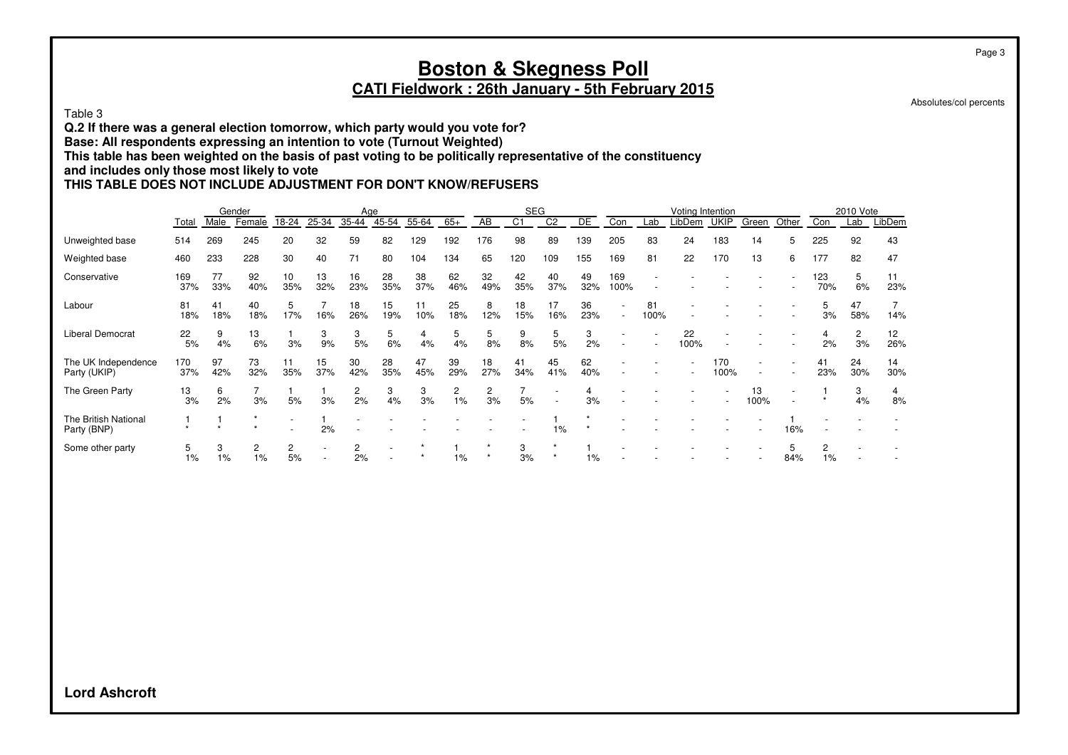# Boston & Skegness Poll

## CATI Fieldwork : 26th January - 5th February 2015

Absolutes/col percents

Table 3

**Q.2 If there was a general election tomorrow, which party would you vote for?**
**Base: All respondents expressing an intention to vote (Turnout Weighted)**
**This table has been weighted on the basis of past voting to be politically representative of the constituency and includes only those most likely to vote**
**THIS TABLE DOES NOT INCLUDE ADJUSTMENT FOR DON'T KNOW/REFUSERS**

| | | Gender | | Age | | | | | | SEG | | | | Voting Intention | | | | | | 2010 Vote | | |
|---|---|---|---|---|---|---|---|---|---|---|---|---|---|---|---|---|---|---|---|---|---|---|
| | Total | Male | Female | 18-24 | 25-34 | 35-44 | 45-54 | 55-64 | 65+ | AB | C1 | C2 | DE | Con | Lab | LibDem | UKIP | Green | Other | Con | Lab | LibDem |
| Unweighted base | 514 | 269 | 245 | 20 | 32 | 59 | 82 | 129 | 192 | 176 | 98 | 89 | 139 | 205 | 83 | 24 | 183 | 14 | 5 | 225 | 92 | 43 |
| Weighted base | 460 | 233 | 228 | 30 | 40 | 71 | 80 | 104 | 134 | 65 | 120 | 109 | 155 | 169 | 81 | 22 | 170 | 13 | 6 | 177 | 82 | 47 |
| Conservative | 169 | 77 | 92 | 10 | 13 | 16 | 28 | 38 | 62 | 32 | 42 | 40 | 49 | 169 | - | - | - | - | - | 123 | 5 | 11 |
| | 37% | 33% | 40% | 35% | 32% | 23% | 35% | 37% | 46% | 49% | 35% | 37% | 32% | 100% | - | - | - | - | - | 70% | 6% | 23% |
| Labour | 81 | 41 | 40 | 5 | 7 | 18 | 15 | 11 | 25 | 8 | 18 | 17 | 36 | - | 81 | - | - | - | - | 5 | 47 | 7 |
| | 18% | 18% | 18% | 17% | 16% | 26% | 19% | 10% | 18% | 12% | 15% | 16% | 23% | - | 100% | - | - | - | - | 3% | 58% | 14% |
| Liberal Democrat | 22 | 9 | 13 | 1 | 3 | 3 | 5 | 4 | 5 | 5 | 9 | 5 | 3 | - | - | 22 | - | - | - | 4 | 2 | 12 |
| | 5% | 4% | 6% | 3% | 9% | 5% | 6% | 4% | 4% | 8% | 8% | 5% | 2% | - | - | 100% | - | - | - | 2% | 3% | 26% |
| The UK Independence Party (UKIP) | 170 | 97 | 73 | 11 | 15 | 30 | 28 | 47 | 39 | 18 | 41 | 45 | 62 | - | - | - | 170 | - | - | 41 | 24 | 14 |
| | 37% | 42% | 32% | 35% | 37% | 42% | 35% | 45% | 29% | 27% | 34% | 41% | 40% | - | - | - | 100% | - | - | 23% | 30% | 30% |
| The Green Party | 13 | 6 | 7 | 1 | 1 | 2 | 3 | 3 | 2 | 2 | 7 | - | 4 | - | - | - | - | 13 | - | 1 | 3 | 4 |
| | 3% | 2% | 3% | 5% | 3% | 2% | 4% | 3% | 1% | 3% | 5% | - | 3% | - | - | - | - | 100% | - | * | 4% | 8% |
| The British National Party (BNP) | 1 | 1 | * | - | 1 | - | - | - | - | - | - | 1 | * | - | - | - | - | - | 1 | - | - | - |
| | * | * | * | - | 2% | - | - | - | - | - | - | 1% | * | - | - | - | - | - | 16% | - | - | - |
| Some other party | 5 | 3 | 2 | 2 | - | 2 | - | * | 1 | * | 3 | * | 1 | - | - | - | - | - | 5 | 2 | - | - |
| | 1% | 1% | 1% | 5% | - | 2% | - | * | 1% | * | 3% | * | 1% | - | - | - | - | - | 84% | 1% | - | - |

**Lord Ashcroft**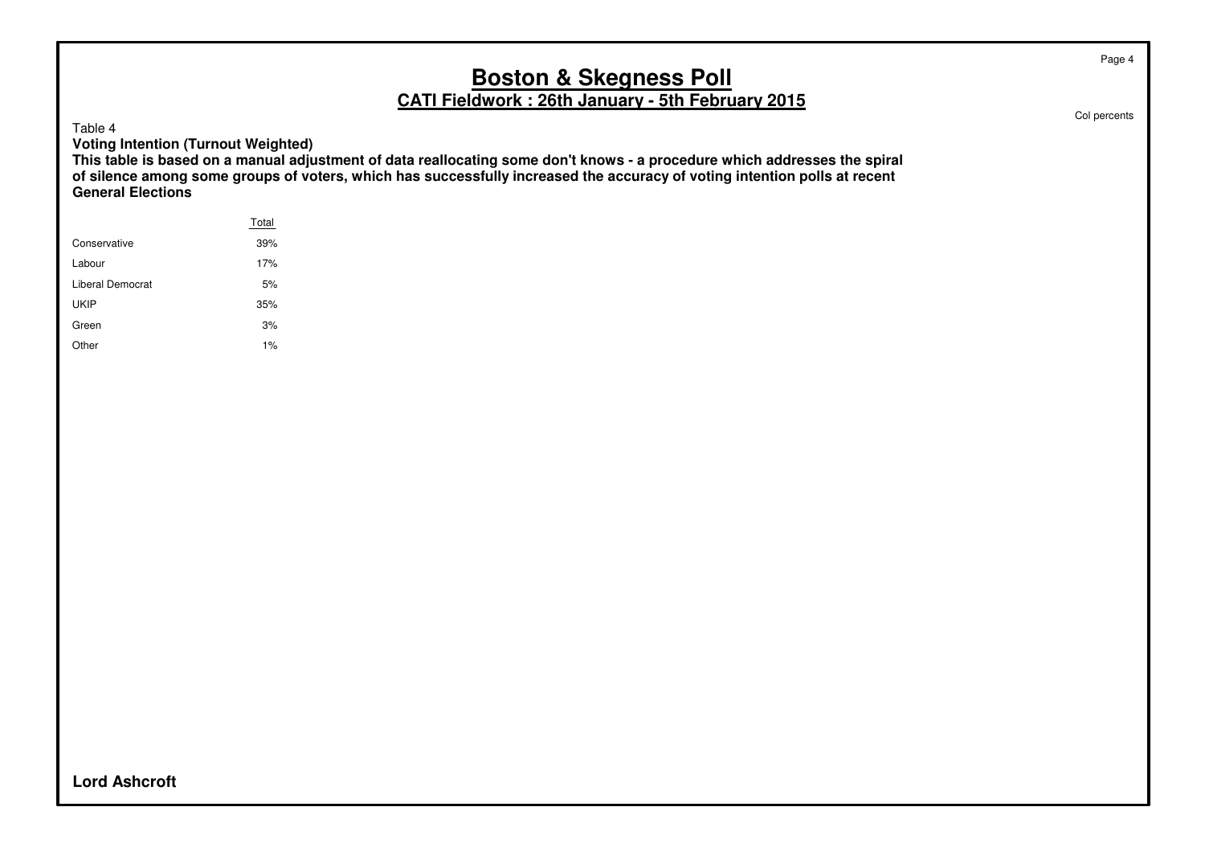# Boston & Skegness Poll

## CATI Fieldwork : 26th January - 5th February 2015

Col percents

Table 4

**Voting Intention (Turnout Weighted)**

**This table is based on a manual adjustment of data reallocating some don't knows - a procedure which addresses the spiral of silence among some groups of voters, which has successfully increased the accuracy of voting intention polls at recent General Elections**

| | Total |
|---|---|
| Conservative | 39% |
| Labour | 17% |
| Liberal Democrat | 5% |
| UKIP | 35% |
| Green | 3% |
| Other | 1% |

**Lord Ashcroft**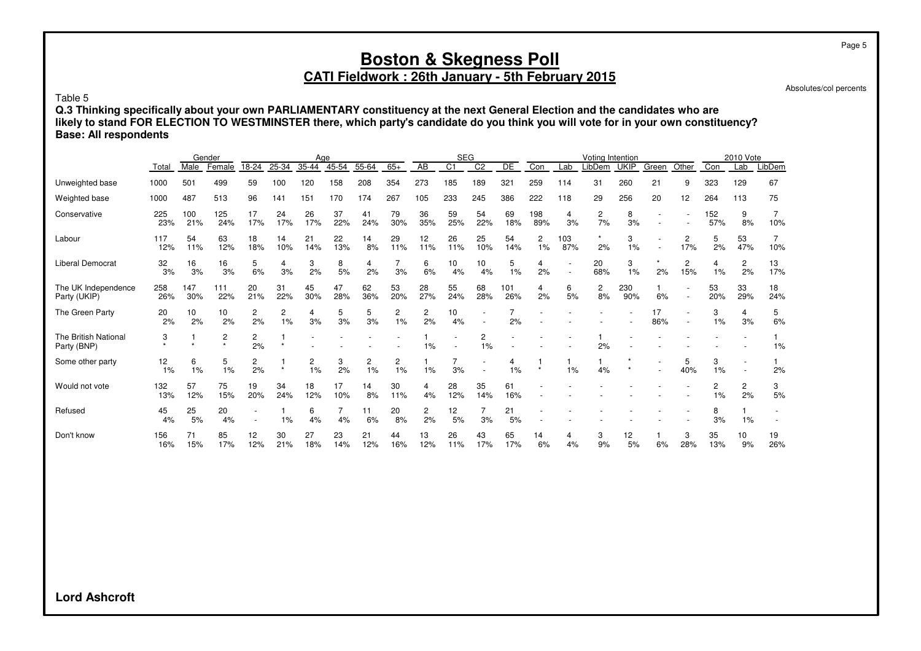# Boston & Skegness Poll

## CATI Fieldwork : 26th January - 5th February 2015

Absolutes/col percents

Table 5

**Q.3 Thinking specifically about your own PARLIAMENTARY constituency at the next General Election and the candidates who are likely to stand FOR ELECTION TO WESTMINSTER there, which party's candidate do you think you will vote for in your own constituency?**
**Base: All respondents**

| | | Gender | | Age | | | | | | SEG | | | | Voting Intention | | | | | | 2010 Vote | | |
|---|---|---|---|---|---|---|---|---|---|---|---|---|---|---|---|---|---|---|---|---|---|---|
| | Total | Male | Female | 18-24 | 25-34 | 35-44 | 45-54 | 55-64 | 65+ | AB | C1 | C2 | DE | Con | Lab | LibDem | UKIP | Green | Other | Con | Lab | LibDem |
| Unweighted base | 1000 | 501 | 499 | 59 | 100 | 120 | 158 | 208 | 354 | 273 | 185 | 189 | 321 | 259 | 114 | 31 | 260 | 21 | 9 | 323 | 129 | 67 |
| Weighted base | 1000 | 487 | 513 | 96 | 141 | 151 | 170 | 174 | 267 | 105 | 233 | 245 | 386 | 222 | 118 | 29 | 256 | 20 | 12 | 264 | 113 | 75 |
| Conservative | 225 | 100 | 125 | 17 | 24 | 26 | 37 | 41 | 79 | 36 | 59 | 54 | 69 | 198 | 4 | 2 | 8 | - | - | 152 | 9 | 7 |
| | 23% | 21% | 24% | 17% | 17% | 17% | 22% | 24% | 30% | 35% | 25% | 22% | 18% | 89% | 3% | 7% | 3% | - | - | 57% | 8% | 10% |
| Labour | 117 | 54 | 63 | 18 | 14 | 21 | 22 | 14 | 29 | 12 | 26 | 25 | 54 | 2 | 103 | * | 3 | - | 2 | 5 | 53 | 7 |
| | 12% | 11% | 12% | 18% | 10% | 14% | 13% | 8% | 11% | 11% | 11% | 10% | 14% | 1% | 87% | 2% | 1% | - | 17% | 2% | 47% | 10% |
| Liberal Democrat | 32 | 16 | 16 | 5 | 4 | 3 | 8 | 4 | 7 | 6 | 10 | 10 | 5 | 4 | - | 20 | 3 | * | 2 | 4 | 2 | 13 |
| | 3% | 3% | 3% | 6% | 3% | 2% | 5% | 2% | 3% | 6% | 4% | 4% | 1% | 2% | - | 68% | 1% | 2% | 15% | 1% | 2% | 17% |
| The UK Independence Party (UKIP) | 258 | 147 | 111 | 20 | 31 | 45 | 47 | 62 | 53 | 28 | 55 | 68 | 101 | 4 | 6 | 2 | 230 | 1 | - | 53 | 33 | 18 |
| | 26% | 30% | 22% | 21% | 22% | 30% | 28% | 36% | 20% | 27% | 24% | 28% | 26% | 2% | 5% | 8% | 90% | 6% | - | 20% | 29% | 24% |
| The Green Party | 20 | 10 | 10 | 2 | 2 | 4 | 5 | 5 | 2 | 2 | 10 | - | 7 | - | - | - | - | 17 | - | 3 | 4 | 5 |
| | 2% | 2% | 2% | 2% | 1% | 3% | 3% | 3% | 1% | 2% | 4% | - | 2% | - | - | - | - | 86% | - | 1% | 3% | 6% |
| The British National Party (BNP) | 3 | 1 | 2 | 2 | 1 | - | - | - | - | 1 | - | 2 | - | - | - | 1 | - | - | - | - | - | 1 |
| | * | * | * | 2% | * | - | - | - | - | 1% | - | 1% | - | - | - | 2% | - | - | - | - | - | 1% |
| Some other party | 12 | 6 | 5 | 2 | 1 | 2 | 3 | 2 | 2 | 1 | 7 | - | 4 | 1 | 1 | 1 | * | - | 5 | 3 | - | 1 |
| | 1% | 1% | 1% | 2% | * | 1% | 2% | 1% | 1% | 1% | 3% | - | 1% | * | 1% | 4% | * | - | 40% | 1% | - | 2% |
| Would not vote | 132 | 57 | 75 | 19 | 34 | 18 | 17 | 14 | 30 | 4 | 28 | 35 | 61 | - | - | - | - | - | - | 2 | 2 | 3 |
| | 13% | 12% | 15% | 20% | 24% | 12% | 10% | 8% | 11% | 4% | 12% | 14% | 16% | - | - | - | - | - | - | 1% | 2% | 5% |
| Refused | 45 | 25 | 20 | - | 1 | 6 | 7 | 11 | 20 | 2 | 12 | 7 | 21 | - | - | - | - | - | - | 8 | 1 | - |
| | 4% | 5% | 4% | - | 1% | 4% | 4% | 6% | 8% | 2% | 5% | 3% | 5% | - | - | - | - | - | - | 3% | 1% | - |
| Don't know | 156 | 71 | 85 | 12 | 30 | 27 | 23 | 21 | 44 | 13 | 26 | 43 | 65 | 14 | 4 | 3 | 12 | 1 | 3 | 35 | 10 | 19 |
| | 16% | 15% | 17% | 12% | 21% | 18% | 14% | 12% | 16% | 12% | 11% | 17% | 17% | 6% | 4% | 9% | 5% | 6% | 28% | 13% | 9% | 26% |

**Lord Ashcroft**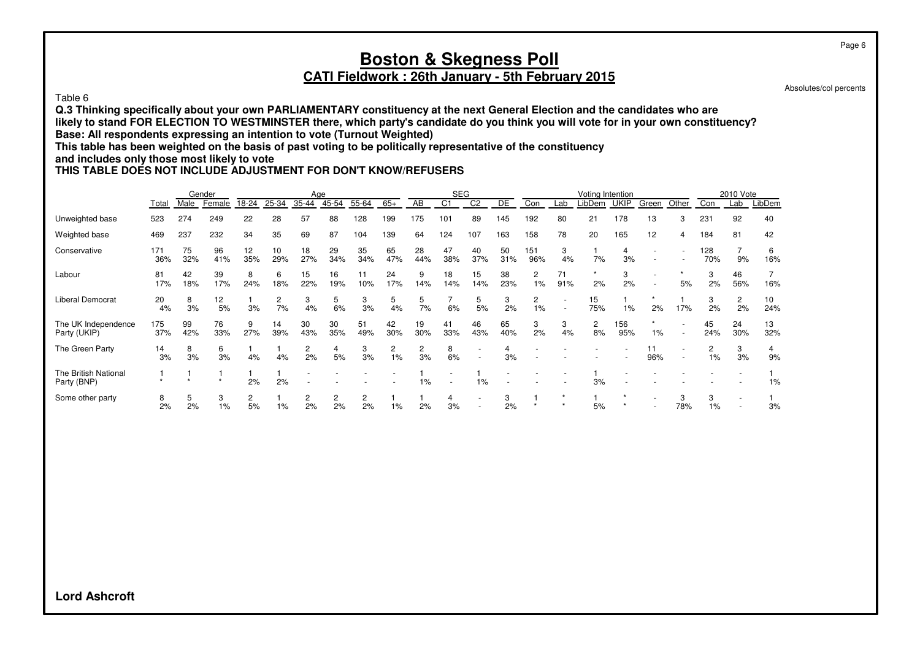# Boston & Skegness Poll

## CATI Fieldwork : 26th January - 5th February 2015

Absolutes/col percents

Table 6

**Q.3 Thinking specifically about your own PARLIAMENTARY constituency at the next General Election and the candidates who are likely to stand FOR ELECTION TO WESTMINSTER there, which party's candidate do you think you will vote for in your own constituency?**
**Base: All respondents expressing an intention to vote (Turnout Weighted)**
**This table has been weighted on the basis of past voting to be politically representative of the constituency and includes only those most likely to vote**
**THIS TABLE DOES NOT INCLUDE ADJUSTMENT FOR DON'T KNOW/REFUSERS**

| | | Gender | | Age | | | | | | SEG | | | | Voting Intention | | | | | | 2010 Vote | | |
|---|---|---|---|---|---|---|---|---|---|---|---|---|---|---|---|---|---|---|---|---|---|---|
| | Total | Male | Female | 18-24 | 25-34 | 35-44 | 45-54 | 55-64 | 65+ | AB | C1 | C2 | DE | Con | Lab | LibDem | UKIP | Green | Other | Con | Lab | LibDem |
| Unweighted base | 523 | 274 | 249 | 22 | 28 | 57 | 88 | 128 | 199 | 175 | 101 | 89 | 145 | 192 | 80 | 21 | 178 | 13 | 3 | 231 | 92 | 40 |
| Weighted base | 469 | 237 | 232 | 34 | 35 | 69 | 87 | 104 | 139 | 64 | 124 | 107 | 163 | 158 | 78 | 20 | 165 | 12 | 4 | 184 | 81 | 42 |
| Conservative | 171 | 75 | 96 | 12 | 10 | 18 | 29 | 35 | 65 | 28 | 47 | 40 | 50 | 151 | 3 | 1 | 4 | - | - | 128 | 7 | 6 |
| | 36% | 32% | 41% | 35% | 29% | 27% | 34% | 34% | 47% | 44% | 38% | 37% | 31% | 96% | 4% | 7% | 3% | - | - | 70% | 9% | 16% |
| Labour | 81 | 42 | 39 | 8 | 6 | 15 | 16 | 11 | 24 | 9 | 18 | 15 | 38 | 2 | 71 | * | 3 | - | * | 3 | 46 | 7 |
| | 17% | 18% | 17% | 24% | 18% | 22% | 19% | 10% | 17% | 14% | 14% | 14% | 23% | 1% | 91% | 2% | 2% | - | 5% | 2% | 56% | 16% |
| Liberal Democrat | 20 | 8 | 12 | 1 | 2 | 3 | 5 | 3 | 5 | 5 | 7 | 5 | 3 | 2 | - | 15 | 1 | * | 1 | 3 | 2 | 10 |
| | 4% | 3% | 5% | 3% | 7% | 4% | 6% | 3% | 4% | 7% | 6% | 5% | 2% | 1% | - | 75% | 1% | 2% | 17% | 2% | 2% | 24% |
| The UK Independence Party (UKIP) | 175 | 99 | 76 | 9 | 14 | 30 | 30 | 51 | 42 | 19 | 41 | 46 | 65 | 3 | 3 | 2 | 156 | * | - | 45 | 24 | 13 |
| | 37% | 42% | 33% | 27% | 39% | 43% | 35% | 49% | 30% | 30% | 33% | 43% | 40% | 2% | 4% | 8% | 95% | 1% | - | 24% | 30% | 32% |
| The Green Party | 14 | 8 | 6 | 1 | 1 | 2 | 4 | 3 | 2 | 2 | 8 | - | 4 | - | - | - | - | 11 | - | 2 | 3 | 4 |
| | 3% | 3% | 3% | 4% | 4% | 2% | 5% | 3% | 1% | 3% | 6% | - | 3% | - | - | - | - | 96% | - | 1% | 3% | 9% |
| The British National Party (BNP) | 1 | 1 | 1 | 1 | 1 | - | - | - | - | 1 | - | 1 | - | - | - | 1 | - | - | - | - | - | 1 |
| | * | * | * | 2% | 2% | - | - | - | - | 1% | - | 1% | - | - | - | 3% | - | - | - | - | - | 1% |
| Some other party | 8 | 5 | 3 | 2 | 1 | 2 | 2 | 2 | 1 | 1 | 4 | - | 3 | 1 | * | 1 | * | - | 3 | 3 | - | 1 |
| | 2% | 2% | 1% | 5% | 1% | 2% | 2% | 2% | 1% | 2% | 3% | - | 2% | * | * | 5% | * | - | 78% | 1% | - | 3% |

**Lord Ashcroft**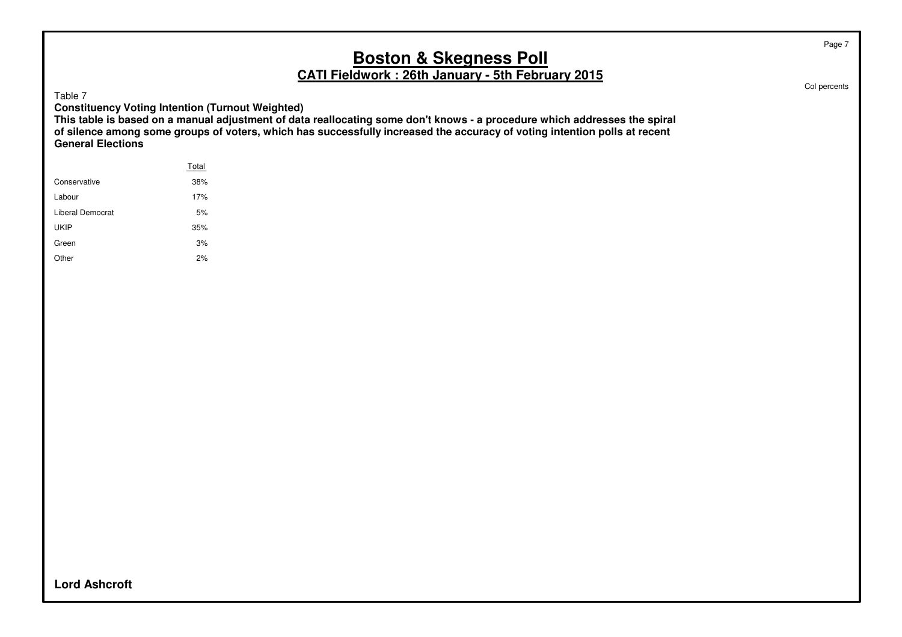# Boston & Skegness Poll

## CATI Fieldwork : 26th January - 5th February 2015

Col percents

Table 7

**Constituency Voting Intention (Turnout Weighted)**

**This table is based on a manual adjustment of data reallocating some don't knows - a procedure which addresses the spiral of silence among some groups of voters, which has successfully increased the accuracy of voting intention polls at recent General Elections**

| | Total |
|---|---|
| Conservative | 38% |
| Labour | 17% |
| Liberal Democrat | 5% |
| UKIP | 35% |
| Green | 3% |
| Other | 2% |

**Lord Ashcroft**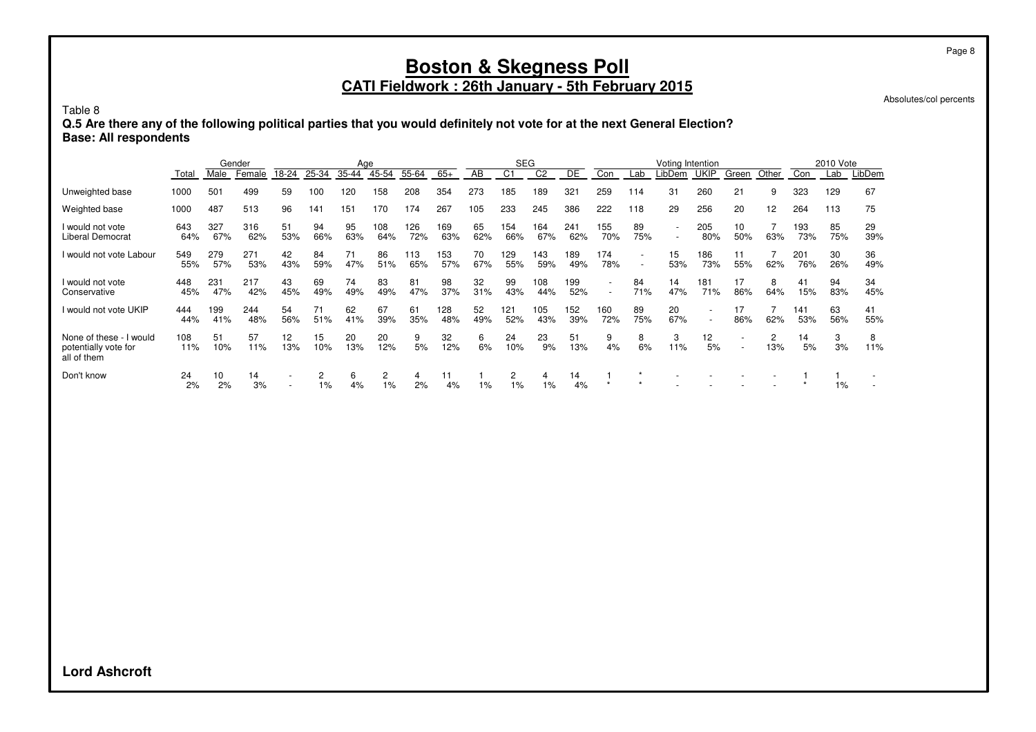# Boston & Skegness Poll

## CATI Fieldwork : 26th January - 5th February 2015

Absolutes/col percents

Table 8

**Q.5 Are there any of the following political parties that you would definitely not vote for at the next General Election?**
**Base: All respondents**

| | | Gender | | Age | | | | | | SEG | | | | Voting Intention | | | | | | 2010 Vote | | |
|---|---|---|---|---|---|---|---|---|---|---|---|---|---|---|---|---|---|---|---|---|---|---|
| | Total | Male | Female | 18-24 | 25-34 | 35-44 | 45-54 | 55-64 | 65+ | AB | C1 | C2 | DE | Con | Lab | LibDem | UKIP | Green | Other | Con | Lab | LibDem |
| Unweighted base | 1000 | 501 | 499 | 59 | 100 | 120 | 158 | 208 | 354 | 273 | 185 | 189 | 321 | 259 | 114 | 31 | 260 | 21 | 9 | 323 | 129 | 67 |
| Weighted base | 1000 | 487 | 513 | 96 | 141 | 151 | 170 | 174 | 267 | 105 | 233 | 245 | 386 | 222 | 118 | 29 | 256 | 20 | 12 | 264 | 113 | 75 |
| I would not vote Liberal Democrat | 643 | 327 | 316 | 51 | 94 | 95 | 108 | 126 | 169 | 65 | 154 | 164 | 241 | 155 | 89 | - | 205 | 10 | 7 | 193 | 85 | 29 |
| | 64% | 67% | 62% | 53% | 66% | 63% | 64% | 72% | 63% | 62% | 66% | 67% | 62% | 70% | 75% | - | 80% | 50% | 63% | 73% | 75% | 39% |
| I would not vote Labour | 549 | 279 | 271 | 42 | 84 | 71 | 86 | 113 | 153 | 70 | 129 | 143 | 189 | 174 | - | 15 | 186 | 11 | 7 | 201 | 30 | 36 |
| | 55% | 57% | 53% | 43% | 59% | 47% | 51% | 65% | 57% | 67% | 55% | 59% | 49% | 78% | - | 53% | 73% | 55% | 62% | 76% | 26% | 49% |
| I would not vote Conservative | 448 | 231 | 217 | 43 | 69 | 74 | 83 | 81 | 98 | 32 | 99 | 108 | 199 | - | 84 | 14 | 181 | 17 | 8 | 41 | 94 | 34 |
| | 45% | 47% | 42% | 45% | 49% | 49% | 49% | 47% | 37% | 31% | 43% | 44% | 52% | - | 71% | 47% | 71% | 86% | 64% | 15% | 83% | 45% |
| I would not vote UKIP | 444 | 199 | 244 | 54 | 71 | 62 | 67 | 61 | 128 | 52 | 121 | 105 | 152 | 160 | 89 | 20 | - | 17 | 7 | 141 | 63 | 41 |
| | 44% | 41% | 48% | 56% | 51% | 41% | 39% | 35% | 48% | 49% | 52% | 43% | 39% | 72% | 75% | 67% | - | 86% | 62% | 53% | 56% | 55% |
| None of these - I would potentially vote for all of them | 108 | 51 | 57 | 12 | 15 | 20 | 20 | 9 | 32 | 6 | 24 | 23 | 51 | 9 | 8 | 3 | 12 | - | 2 | 14 | 3 | 8 |
| | 11% | 10% | 11% | 13% | 10% | 13% | 12% | 5% | 12% | 6% | 10% | 9% | 13% | 4% | 6% | 11% | 5% | - | 13% | 5% | 3% | 11% |
| Don't know | 24 | 10 | 14 | - | 2 | 6 | 2 | 4 | 11 | 1 | 2 | 4 | 14 | 1 | * | - | - | - | - | 1 | 1 | - |
| | 2% | 2% | 3% | - | 1% | 4% | 1% | 2% | 4% | 1% | 1% | 1% | 4% | * | * | - | - | - | - | * | 1% | - |

**Lord Ashcroft**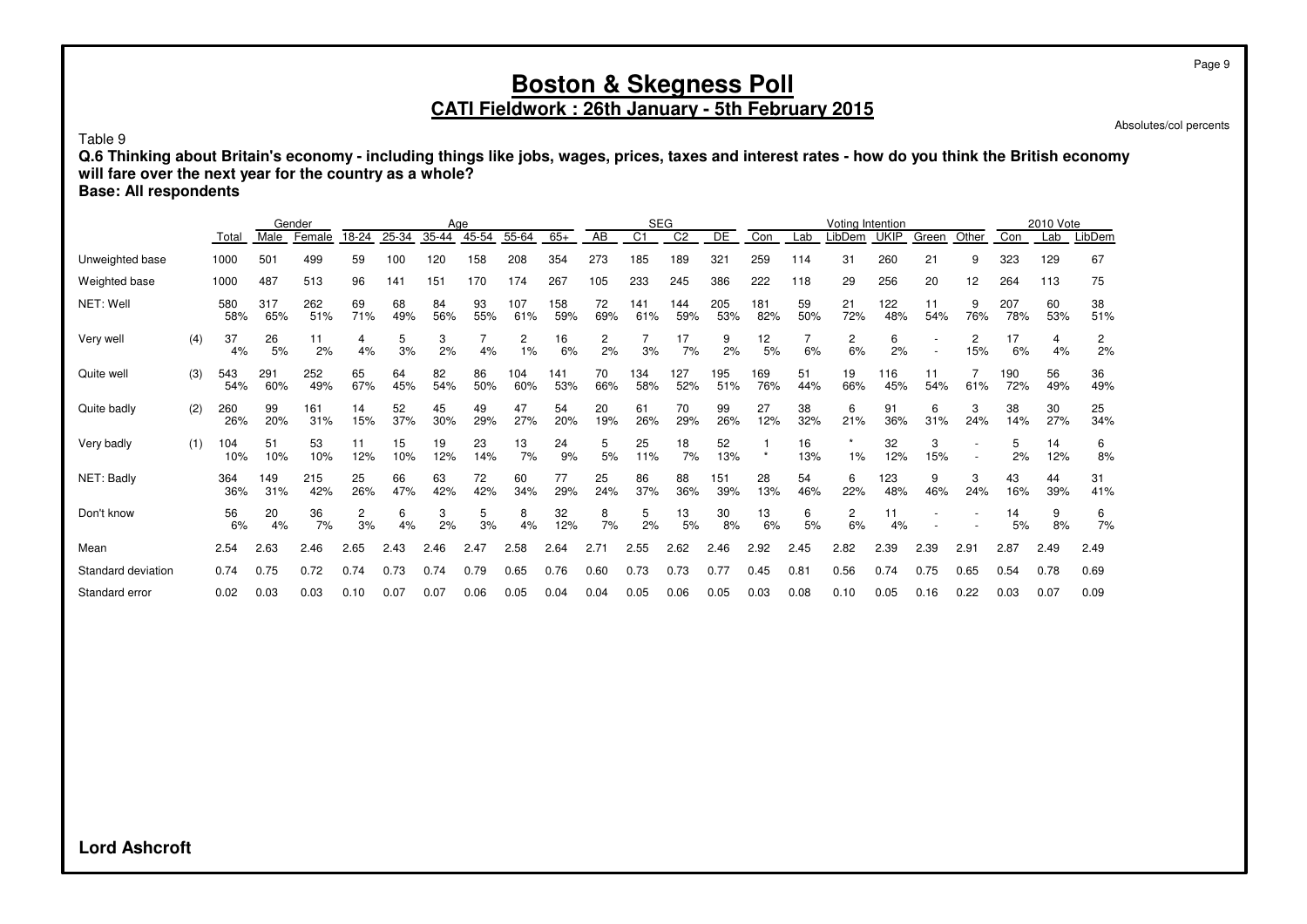# Boston & Skegness Poll

## CATI Fieldwork : 26th January - 5th February 2015

Absolutes/col percents

Table 9

**Q.6 Thinking about Britain's economy - including things like jobs, wages, prices, taxes and interest rates - how do you think the British economy will fare over the next year for the country as a whole?**

**Base: All respondents**

| | | Total | Gender | | Age | | | | | | SEG | | | | Voting Intention | | | | | | 2010 Vote | | |
|---|---|---|---|---|---|---|---|---|---|---|---|---|---|---|---|---|---|---|---|---|---|---|---|
| | | | Male | Female | 18-24 | 25-34 | 35-44 | 45-54 | 55-64 | 65+ | AB | C1 | C2 | DE | Con | Lab | LibDem | UKIP | Green | Other | Con | Lab | LibDem |
| Unweighted base | | 1000 | 501 | 499 | 59 | 100 | 120 | 158 | 208 | 354 | 273 | 185 | 189 | 321 | 259 | 114 | 31 | 260 | 21 | 9 | 323 | 129 | 67 |
| Weighted base | | 1000 | 487 | 513 | 96 | 141 | 151 | 170 | 174 | 267 | 105 | 233 | 245 | 386 | 222 | 118 | 29 | 256 | 20 | 12 | 264 | 113 | 75 |
| NET: Well | | 580 | 317 | 262 | 69 | 68 | 84 | 93 | 107 | 158 | 72 | 141 | 144 | 205 | 181 | 59 | 21 | 122 | 11 | 9 | 207 | 60 | 38 |
| | | 58% | 65% | 51% | 71% | 49% | 56% | 55% | 61% | 59% | 69% | 61% | 59% | 53% | 82% | 50% | 72% | 48% | 54% | 76% | 78% | 53% | 51% |
| Very well | (4) | 37 | 26 | 11 | 4 | 5 | 3 | 7 | 2 | 16 | 2 | 7 | 17 | 9 | 12 | 7 | 2 | 6 | - | 2 | 17 | 4 | 2 |
| | | 4% | 5% | 2% | 4% | 3% | 2% | 4% | 1% | 6% | 2% | 3% | 7% | 2% | 5% | 6% | 6% | 2% | - | 15% | 6% | 4% | 2% |
| Quite well | (3) | 543 | 291 | 252 | 65 | 64 | 82 | 86 | 104 | 141 | 70 | 134 | 127 | 195 | 169 | 51 | 19 | 116 | 11 | 7 | 190 | 56 | 36 |
| | | 54% | 60% | 49% | 67% | 45% | 54% | 50% | 60% | 53% | 66% | 58% | 52% | 51% | 76% | 44% | 66% | 45% | 54% | 61% | 72% | 49% | 49% |
| Quite badly | (2) | 260 | 99 | 161 | 14 | 52 | 45 | 49 | 47 | 54 | 20 | 61 | 70 | 99 | 27 | 38 | 6 | 91 | 6 | 3 | 38 | 30 | 25 |
| | | 26% | 20% | 31% | 15% | 37% | 30% | 29% | 27% | 20% | 19% | 26% | 29% | 26% | 12% | 32% | 21% | 36% | 31% | 24% | 14% | 27% | 34% |
| Very badly | (1) | 104 | 51 | 53 | 11 | 15 | 19 | 23 | 13 | 24 | 5 | 25 | 18 | 52 | 1 | 16 | * | 32 | 3 | - | 5 | 14 | 6 |
| | | 10% | 10% | 10% | 12% | 10% | 12% | 14% | 7% | 9% | 5% | 11% | 7% | 13% | * | 13% | 1% | 12% | 15% | - | 2% | 12% | 8% |
| NET: Badly | | 364 | 149 | 215 | 25 | 66 | 63 | 72 | 60 | 77 | 25 | 86 | 88 | 151 | 28 | 54 | 6 | 123 | 9 | 3 | 43 | 44 | 31 |
| | | 36% | 31% | 42% | 26% | 47% | 42% | 42% | 34% | 29% | 24% | 37% | 36% | 39% | 13% | 46% | 22% | 48% | 46% | 24% | 16% | 39% | 41% |
| Don't know | | 56 | 20 | 36 | 2 | 6 | 3 | 5 | 8 | 32 | 8 | 5 | 13 | 30 | 13 | 6 | 2 | 11 | - | - | 14 | 9 | 6 |
| | | 6% | 4% | 7% | 3% | 4% | 2% | 3% | 4% | 12% | 7% | 2% | 5% | 8% | 6% | 5% | 6% | 4% | - | - | 5% | 8% | 7% |
| Mean | | 2.54 | 2.63 | 2.46 | 2.65 | 2.43 | 2.46 | 2.47 | 2.58 | 2.64 | 2.71 | 2.55 | 2.62 | 2.46 | 2.92 | 2.45 | 2.82 | 2.39 | 2.39 | 2.91 | 2.87 | 2.49 | 2.49 |
| Standard deviation | | 0.74 | 0.75 | 0.72 | 0.74 | 0.73 | 0.74 | 0.79 | 0.65 | 0.76 | 0.60 | 0.73 | 0.73 | 0.77 | 0.45 | 0.81 | 0.56 | 0.74 | 0.75 | 0.65 | 0.54 | 0.78 | 0.69 |
| Standard error | | 0.02 | 0.03 | 0.03 | 0.10 | 0.07 | 0.07 | 0.06 | 0.05 | 0.04 | 0.04 | 0.05 | 0.06 | 0.05 | 0.03 | 0.08 | 0.10 | 0.05 | 0.16 | 0.22 | 0.03 | 0.07 | 0.09 |

**Lord Ashcroft**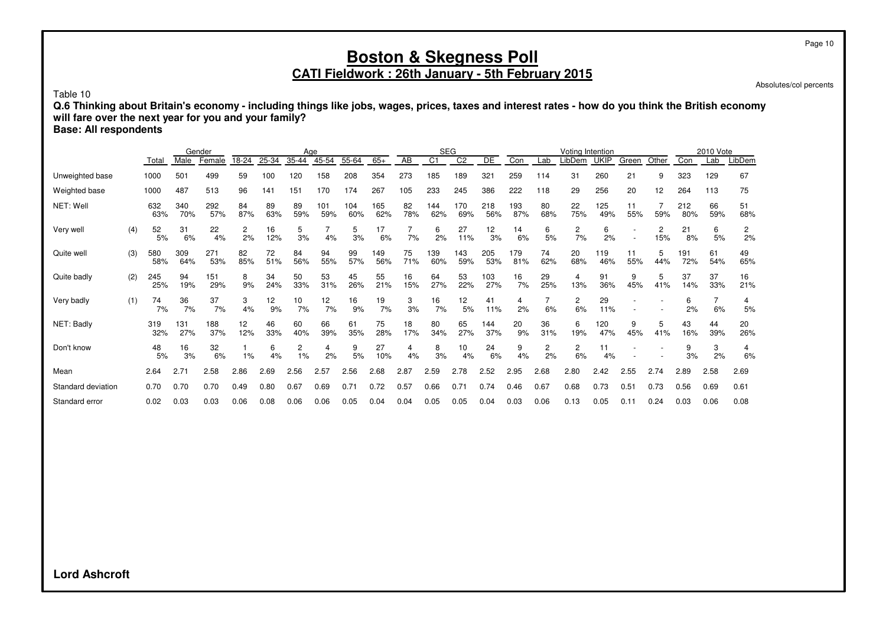# Boston & Skegness Poll

## CATI Fieldwork : 26th January - 5th February 2015

Absolutes/col percents

Table 10

**Q.6 Thinking about Britain's economy - including things like jobs, wages, prices, taxes and interest rates - how do you think the British economy will fare over the next year for you and your family?**

**Base: All respondents**

| | | | Gender | | Age | | | | | | SEG | | | | Voting Intention | | | | | | 2010 Vote | | |
|---|---|---|---|---|---|---|---|---|---|---|---|---|---|---|---|---|---|---|---|---|---|---|---|
| | | Total | Male | Female | 18-24 | 25-34 | 35-44 | 45-54 | 55-64 | 65+ | AB | C1 | C2 | DE | Con | Lab | LibDem | UKIP | Green | Other | Con | Lab | LibDem |
| Unweighted base | | 1000 | 501 | 499 | 59 | 100 | 120 | 158 | 208 | 354 | 273 | 185 | 189 | 321 | 259 | 114 | 31 | 260 | 21 | 9 | 323 | 129 | 67 |
| Weighted base | | 1000 | 487 | 513 | 96 | 141 | 151 | 170 | 174 | 267 | 105 | 233 | 245 | 386 | 222 | 118 | 29 | 256 | 20 | 12 | 264 | 113 | 75 |
| NET: Well | | 632 | 340 | 292 | 84 | 89 | 89 | 101 | 104 | 165 | 82 | 144 | 170 | 218 | 193 | 80 | 22 | 125 | 11 | 7 | 212 | 66 | 51 |
| | | 63% | 70% | 57% | 87% | 63% | 59% | 59% | 60% | 62% | 78% | 62% | 69% | 56% | 87% | 68% | 75% | 49% | 55% | 59% | 80% | 59% | 68% |
| Very well | (4) | 52 | 31 | 22 | 2 | 16 | 5 | 7 | 5 | 17 | 7 | 6 | 27 | 12 | 14 | 6 | 2 | 6 | - | 2 | 21 | 6 | 2 |
| | | 5% | 6% | 4% | 2% | 12% | 3% | 4% | 3% | 6% | 7% | 2% | 11% | 3% | 6% | 5% | 7% | 2% | - | 15% | 8% | 5% | 2% |
| Quite well | (3) | 580 | 309 | 271 | 82 | 72 | 84 | 94 | 99 | 149 | 75 | 139 | 143 | 205 | 179 | 74 | 20 | 119 | 11 | 5 | 191 | 61 | 49 |
| | | 58% | 64% | 53% | 85% | 51% | 56% | 55% | 57% | 56% | 71% | 60% | 59% | 53% | 81% | 62% | 68% | 46% | 55% | 44% | 72% | 54% | 65% |
| Quite badly | (2) | 245 | 94 | 151 | 8 | 34 | 50 | 53 | 45 | 55 | 16 | 64 | 53 | 103 | 16 | 29 | 4 | 91 | 9 | 5 | 37 | 37 | 16 |
| | | 25% | 19% | 29% | 9% | 24% | 33% | 31% | 26% | 21% | 15% | 27% | 22% | 27% | 7% | 25% | 13% | 36% | 45% | 41% | 14% | 33% | 21% |
| Very badly | (1) | 74 | 36 | 37 | 3 | 12 | 10 | 12 | 16 | 19 | 3 | 16 | 12 | 41 | 4 | 7 | 2 | 29 | - | - | 6 | 7 | 4 |
| | | 7% | 7% | 7% | 4% | 9% | 7% | 7% | 9% | 7% | 3% | 7% | 5% | 11% | 2% | 6% | 6% | 11% | - | - | 2% | 6% | 5% |
| NET: Badly | | 319 | 131 | 188 | 12 | 46 | 60 | 66 | 61 | 75 | 18 | 80 | 65 | 144 | 20 | 36 | 6 | 120 | 9 | 5 | 43 | 44 | 20 |
| | | 32% | 27% | 37% | 12% | 33% | 40% | 39% | 35% | 28% | 17% | 34% | 27% | 37% | 9% | 31% | 19% | 47% | 45% | 41% | 16% | 39% | 26% |
| Don't know | | 48 | 16 | 32 | 1 | 6 | 2 | 4 | 9 | 27 | 4 | 8 | 10 | 24 | 9 | 2 | 2 | 11 | - | - | 9 | 3 | 4 |
| | | 5% | 3% | 6% | 1% | 4% | 1% | 2% | 5% | 10% | 4% | 3% | 4% | 6% | 4% | 2% | 6% | 4% | - | - | 3% | 2% | 6% |
| Mean | | 2.64 | 2.71 | 2.58 | 2.86 | 2.69 | 2.56 | 2.57 | 2.56 | 2.68 | 2.87 | 2.59 | 2.78 | 2.52 | 2.95 | 2.68 | 2.80 | 2.42 | 2.55 | 2.74 | 2.89 | 2.58 | 2.69 |
| Standard deviation | | 0.70 | 0.70 | 0.70 | 0.49 | 0.80 | 0.67 | 0.69 | 0.71 | 0.72 | 0.57 | 0.66 | 0.71 | 0.74 | 0.46 | 0.67 | 0.68 | 0.73 | 0.51 | 0.73 | 0.56 | 0.69 | 0.61 |
| Standard error | | 0.02 | 0.03 | 0.03 | 0.06 | 0.08 | 0.06 | 0.06 | 0.05 | 0.04 | 0.04 | 0.05 | 0.05 | 0.04 | 0.03 | 0.06 | 0.13 | 0.05 | 0.11 | 0.24 | 0.03 | 0.06 | 0.08 |

**Lord Ashcroft**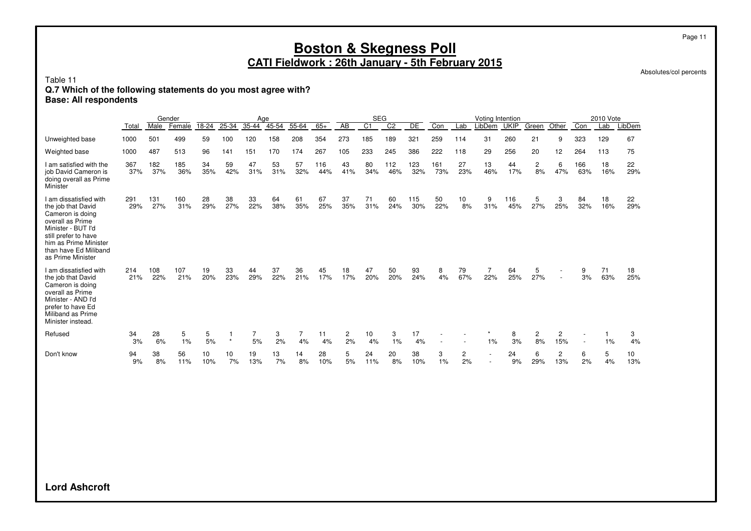# Boston & Skegness Poll

## CATI Fieldwork : 26th January - 5th February 2015

Absolutes/col percents

Table 11

**Q.7 Which of the following statements do you most agree with?**
**Base: All respondents**

| | | Gender | | Age | | | | | | SEG | | | | Voting Intention | | | | | | 2010 Vote | | |
|---|---|---|---|---|---|---|---|---|---|---|---|---|---|---|---|---|---|---|---|---|---|---|
| | Total | Male | Female | 18-24 | 25-34 | 35-44 | 45-54 | 55-64 | 65+ | AB | C1 | C2 | DE | Con | Lab | LibDem | UKIP | Green | Other | Con | Lab | LibDem |
| Unweighted base | 1000 | 501 | 499 | 59 | 100 | 120 | 158 | 208 | 354 | 273 | 185 | 189 | 321 | 259 | 114 | 31 | 260 | 21 | 9 | 323 | 129 | 67 |
| Weighted base | 1000 | 487 | 513 | 96 | 141 | 151 | 170 | 174 | 267 | 105 | 233 | 245 | 386 | 222 | 118 | 29 | 256 | 20 | 12 | 264 | 113 | 75 |
| I am satisfied with the job David Cameron is doing overall as Prime Minister | 367 | 182 | 185 | 34 | 59 | 47 | 53 | 57 | 116 | 43 | 80 | 112 | 123 | 161 | 27 | 13 | 44 | 2 | 6 | 166 | 18 | 22 |
| | 37% | 37% | 36% | 35% | 42% | 31% | 31% | 32% | 44% | 41% | 34% | 46% | 32% | 73% | 23% | 46% | 17% | 8% | 47% | 63% | 16% | 29% |
| I am dissatisfied with the job that David Cameron is doing overall as Prime Minister - BUT I'd still prefer to have him as Prime Minister than have Ed Miliband as Prime Minister | 291 | 131 | 160 | 28 | 38 | 33 | 64 | 61 | 67 | 37 | 71 | 60 | 115 | 50 | 10 | 9 | 116 | 5 | 3 | 84 | 18 | 22 |
| | 29% | 27% | 31% | 29% | 27% | 22% | 38% | 35% | 25% | 35% | 31% | 24% | 30% | 22% | 8% | 31% | 45% | 27% | 25% | 32% | 16% | 29% |
| I am dissatisfied with the job that David Cameron is doing overall as Prime Minister - AND I'd prefer to have Ed Miliband as Prime Minister instead. | 214 | 108 | 107 | 19 | 33 | 44 | 37 | 36 | 45 | 18 | 47 | 50 | 93 | 8 | 79 | 7 | 64 | 5 | - | 9 | 71 | 18 |
| | 21% | 22% | 21% | 20% | 23% | 29% | 22% | 21% | 17% | 17% | 20% | 20% | 24% | 4% | 67% | 22% | 25% | 27% | - | 3% | 63% | 25% |
| Refused | 34 | 28 | 5 | 5 | 1 | 7 | 3 | 7 | 11 | 2 | 10 | 3 | 17 | - | - | * | 8 | 2 | 2 | - | 1 | 3 |
| | 3% | 6% | 1% | 5% | * | 5% | 2% | 4% | 4% | 2% | 4% | 1% | 4% | - | - | 1% | 3% | 8% | 15% | - | 1% | 4% |
| Don't know | 94 | 38 | 56 | 10 | 10 | 19 | 13 | 14 | 28 | 5 | 24 | 20 | 38 | 3 | 2 | - | 24 | 6 | 2 | 6 | 5 | 10 |
| | 9% | 8% | 11% | 10% | 7% | 13% | 7% | 8% | 10% | 5% | 11% | 8% | 10% | 1% | 2% | - | 9% | 29% | 13% | 2% | 4% | 13% |

**Lord Ashcroft**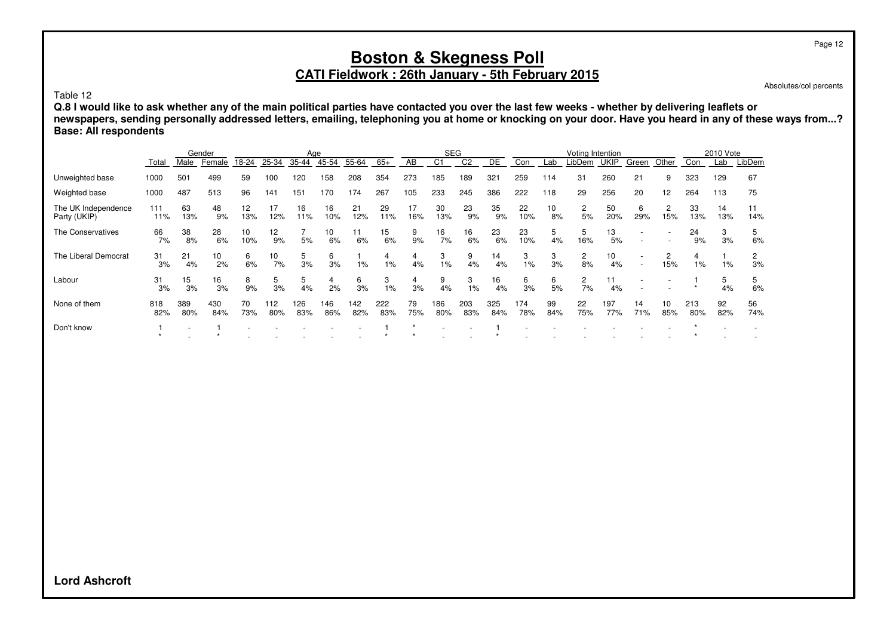# Boston & Skegness Poll

## CATI Fieldwork : 26th January - 5th February 2015

Absolutes/col percents

Table 12

**Q.8 I would like to ask whether any of the main political parties have contacted you over the last few weeks - whether by delivering leaflets or newspapers, sending personally addressed letters, emailing, telephoning you at home or knocking on your door. Have you heard in any of these ways from...?**
**Base: All respondents**

| | | Gender | | Age | | | | | | SEG | | | | Voting Intention | | | | | | 2010 Vote | | |
|---|---|---|---|---|---|---|---|---|---|---|---|---|---|---|---|---|---|---|---|---|---|---|
| | Total | Male | Female | 18-24 | 25-34 | 35-44 | 45-54 | 55-64 | 65+ | AB | C1 | C2 | DE | Con | Lab | LibDem | UKIP | Green | Other | Con | Lab | LibDem |
| Unweighted base | 1000 | 501 | 499 | 59 | 100 | 120 | 158 | 208 | 354 | 273 | 185 | 189 | 321 | 259 | 114 | 31 | 260 | 21 | 9 | 323 | 129 | 67 |
| Weighted base | 1000 | 487 | 513 | 96 | 141 | 151 | 170 | 174 | 267 | 105 | 233 | 245 | 386 | 222 | 118 | 29 | 256 | 20 | 12 | 264 | 113 | 75 |
| The UK Independence Party (UKIP) | 111 | 63 | 48 | 12 | 17 | 16 | 16 | 21 | 29 | 17 | 30 | 23 | 35 | 22 | 10 | 2 | 50 | 6 | 2 | 33 | 14 | 11 |
| | 11% | 13% | 9% | 13% | 12% | 11% | 10% | 12% | 11% | 16% | 13% | 9% | 9% | 10% | 8% | 5% | 20% | 29% | 15% | 13% | 13% | 14% |
| The Conservatives | 66 | 38 | 28 | 10 | 12 | 7 | 10 | 11 | 15 | 9 | 16 | 16 | 23 | 23 | 5 | 5 | 13 | - | - | 24 | 3 | 5 |
| | 7% | 8% | 6% | 10% | 9% | 5% | 6% | 6% | 6% | 9% | 7% | 6% | 6% | 10% | 4% | 16% | 5% | - | - | 9% | 3% | 6% |
| The Liberal Democrat | 31 | 21 | 10 | 6 | 10 | 5 | 6 | 1 | 4 | 4 | 3 | 9 | 14 | 3 | 3 | 2 | 10 | - | 2 | 4 | 1 | 2 |
| | 3% | 4% | 2% | 6% | 7% | 3% | 3% | 1% | 1% | 4% | 1% | 4% | 4% | 1% | 3% | 8% | 4% | - | 15% | 1% | 1% | 3% |
| Labour | 31 | 15 | 16 | 8 | 5 | 5 | 4 | 6 | 3 | 4 | 9 | 3 | 16 | 6 | 6 | 2 | 11 | - | - | 1 | 5 | 5 |
| | 3% | 3% | 3% | 9% | 3% | 4% | 2% | 3% | 1% | 3% | 4% | 1% | 4% | 3% | 5% | 7% | 4% | - | - | * | 4% | 6% |
| None of them | 818 | 389 | 430 | 70 | 112 | 126 | 146 | 142 | 222 | 79 | 186 | 203 | 325 | 174 | 99 | 22 | 197 | 14 | 10 | 213 | 92 | 56 |
| | 82% | 80% | 84% | 73% | 80% | 83% | 86% | 82% | 83% | 75% | 80% | 83% | 84% | 78% | 84% | 75% | 77% | 71% | 85% | 80% | 82% | 74% |
| Don't know | 1 | - | 1 | - | - | - | - | - | 1 | * | - | - | 1 | - | - | - | - | - | - | * | - | - |
| | * | - | * | - | - | - | - | - | * | * | - | - | * | - | - | - | - | - | - | * | - | - |

**Lord Ashcroft**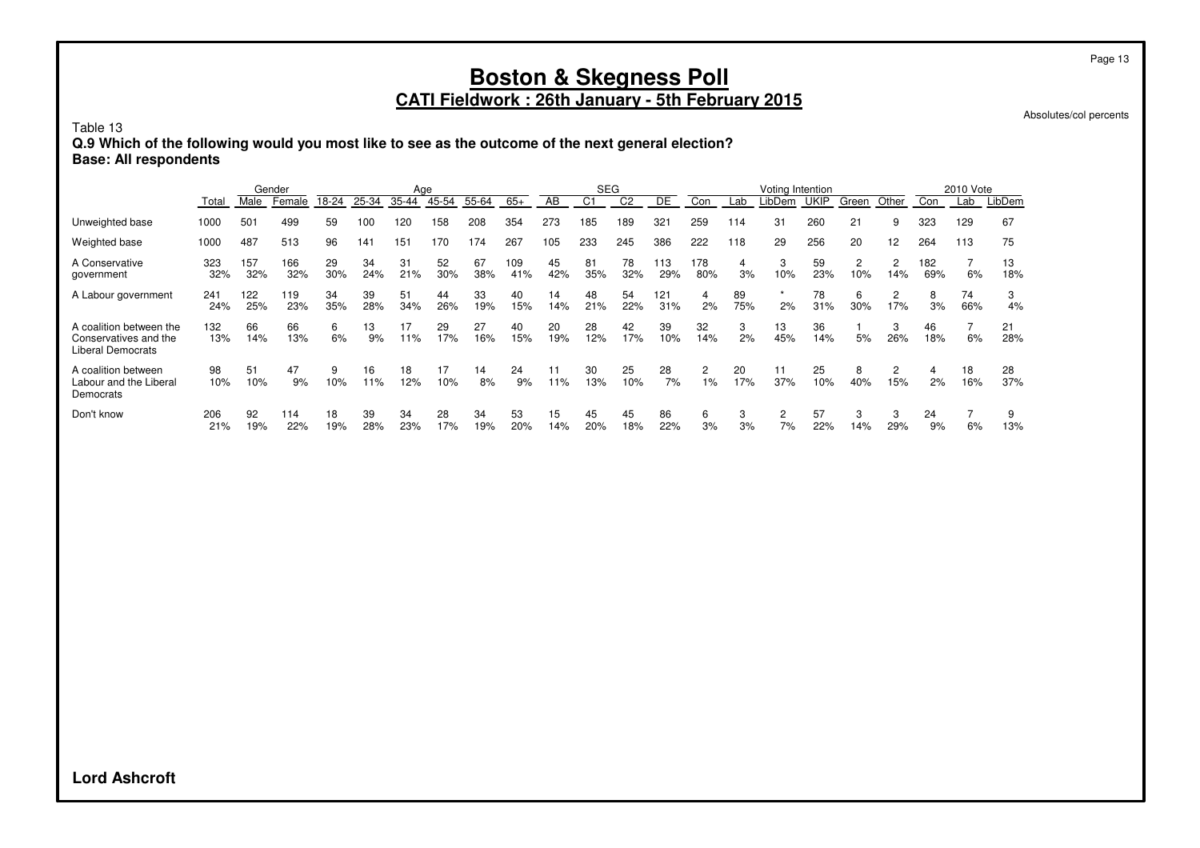# Boston & Skegness Poll

## CATI Fieldwork : 26th January - 5th February 2015

Absolutes/col percents

Table 13

**Q.9 Which of the following would you most like to see as the outcome of the next general election?**
**Base: All respondents**

| | | Gender | | Age | | | | | | SEG | | | | Voting Intention | | | | | | 2010 Vote | | |
|---|---|---|---|---|---|---|---|---|---|---|---|---|---|---|---|---|---|---|---|---|---|---|
| | Total | Male | Female | 18-24 | 25-34 | 35-44 | 45-54 | 55-64 | 65+ | AB | C1 | C2 | DE | Con | Lab | LibDem | UKIP | Green | Other | Con | Lab | LibDem |
| Unweighted base | 1000 | 501 | 499 | 59 | 100 | 120 | 158 | 208 | 354 | 273 | 185 | 189 | 321 | 259 | 114 | 31 | 260 | 21 | 9 | 323 | 129 | 67 |
| Weighted base | 1000 | 487 | 513 | 96 | 141 | 151 | 170 | 174 | 267 | 105 | 233 | 245 | 386 | 222 | 118 | 29 | 256 | 20 | 12 | 264 | 113 | 75 |
| A Conservative government | 323 | 157 | 166 | 29 | 34 | 31 | 52 | 67 | 109 | 45 | 81 | 78 | 113 | 178 | 4 | 3 | 59 | 2 | 2 | 182 | 7 | 13 |
| | 32% | 32% | 32% | 30% | 24% | 21% | 30% | 38% | 41% | 42% | 35% | 32% | 29% | 80% | 3% | 10% | 23% | 10% | 14% | 69% | 6% | 18% |
| A Labour government | 241 | 122 | 119 | 34 | 39 | 51 | 44 | 33 | 40 | 14 | 48 | 54 | 121 | 4 | 89 | * | 78 | 6 | 2 | 8 | 74 | 3 |
| | 24% | 25% | 23% | 35% | 28% | 34% | 26% | 19% | 15% | 14% | 21% | 22% | 31% | 2% | 75% | 2% | 31% | 30% | 17% | 3% | 66% | 4% |
| A coalition between the Conservatives and the Liberal Democrats | 132 | 66 | 66 | 6 | 13 | 17 | 29 | 27 | 40 | 20 | 28 | 42 | 39 | 32 | 3 | 13 | 36 | 1 | 3 | 46 | 7 | 21 |
| | 13% | 14% | 13% | 6% | 9% | 11% | 17% | 16% | 15% | 19% | 12% | 17% | 10% | 14% | 2% | 45% | 14% | 5% | 26% | 18% | 6% | 28% |
| A coalition between Labour and the Liberal Democrats | 98 | 51 | 47 | 9 | 16 | 18 | 17 | 14 | 24 | 11 | 30 | 25 | 28 | 2 | 20 | 11 | 25 | 8 | 2 | 4 | 18 | 28 |
| | 10% | 10% | 9% | 10% | 11% | 12% | 10% | 8% | 9% | 11% | 13% | 10% | 7% | 1% | 17% | 37% | 10% | 40% | 15% | 2% | 16% | 37% |
| Don't know | 206 | 92 | 114 | 18 | 39 | 34 | 28 | 34 | 53 | 15 | 45 | 45 | 86 | 6 | 3 | 2 | 57 | 3 | 3 | 24 | 7 | 9 |
| | 21% | 19% | 22% | 19% | 28% | 23% | 17% | 19% | 20% | 14% | 20% | 18% | 22% | 3% | 3% | 7% | 22% | 14% | 29% | 9% | 6% | 13% |

**Lord Ashcroft**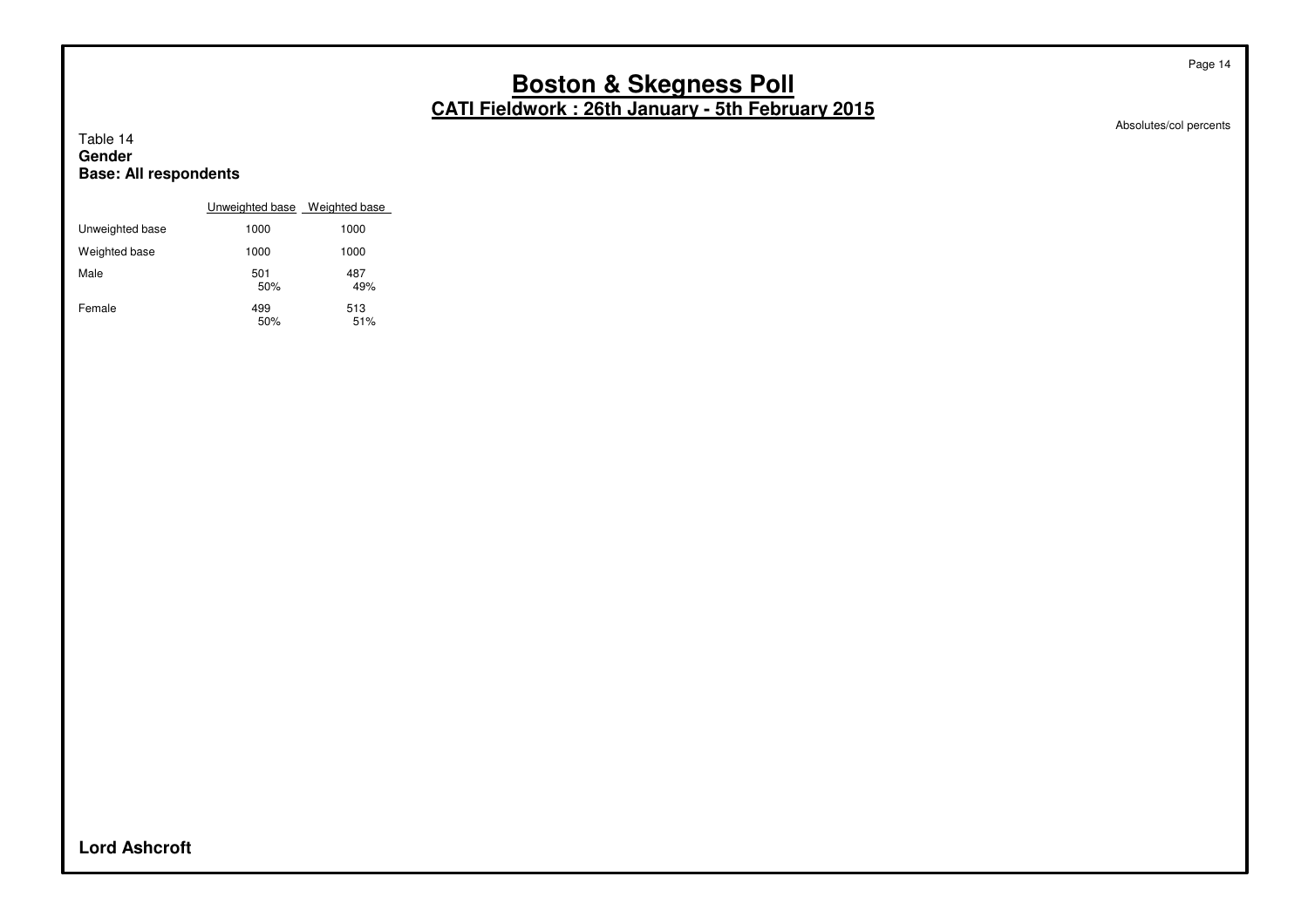Table 14
**Gender**
**Base: All respondents**

Absolutes/col percents

| | Unweighted base | Weighted base |
|---|---|---|
| Unweighted base | 1000 | 1000 |
| Weighted base | 1000 | 1000 |
| Male | 501<br>50% | 487<br>49% |
| Female | 499<br>50% | 513<br>51% |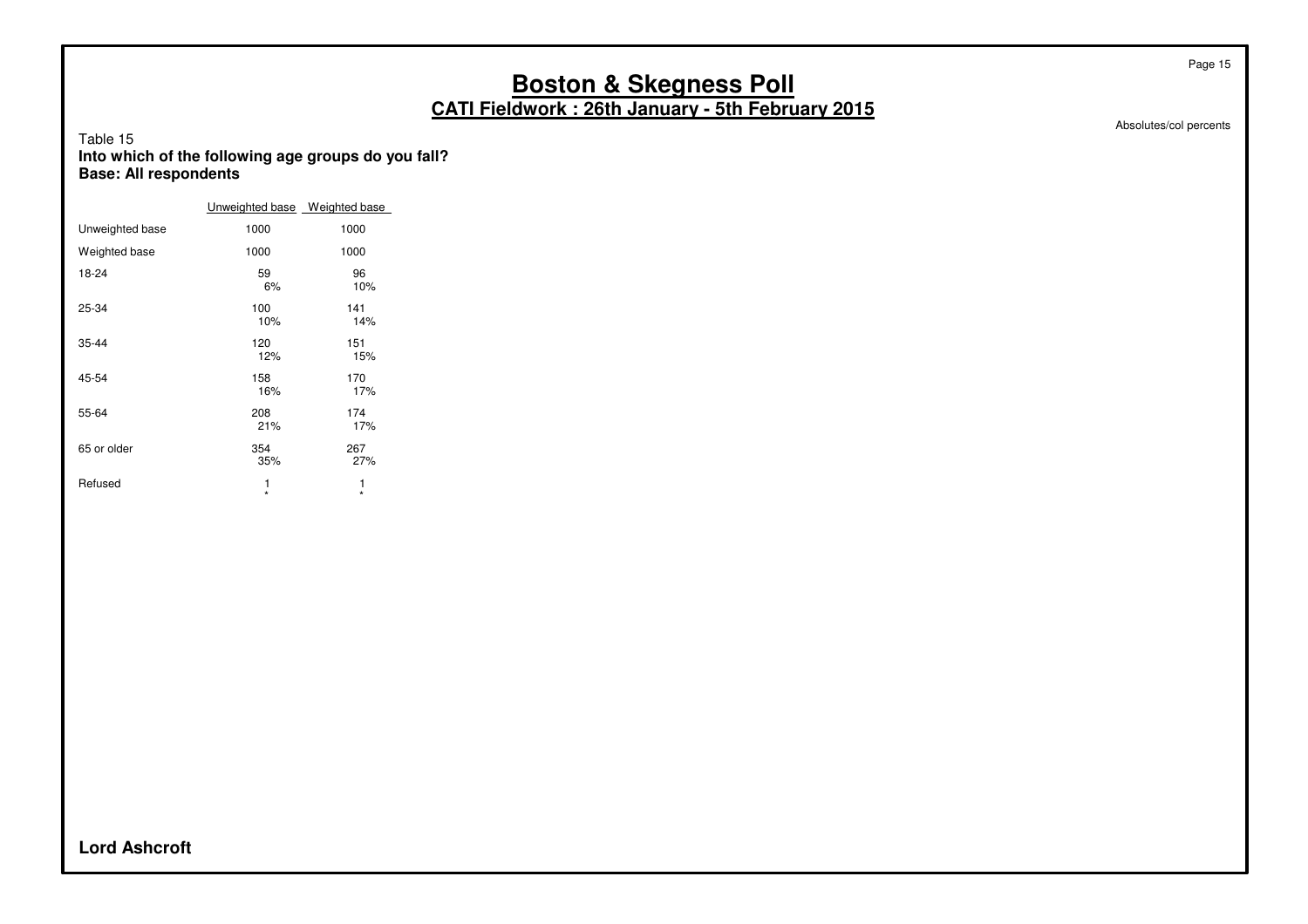# Boston & Skegness Poll

## CATI Fieldwork : 26th January - 5th February 2015

Absolutes/col percents

Table 15

**Into which of the following age groups do you fall?**
**Base: All respondents**

| | Unweighted base | Weighted base |
|---|---|---|
| Unweighted base | 1000 | 1000 |
| Weighted base | 1000 | 1000 |
| 18-24 | 59<br>6% | 96<br>10% |
| 25-34 | 100<br>10% | 141<br>14% |
| 35-44 | 120<br>12% | 151<br>15% |
| 45-54 | 158<br>16% | 170<br>17% |
| 55-64 | 208<br>21% | 174<br>17% |
| 65 or older | 354<br>35% | 267<br>27% |
| Refused | 1<br>* | 1<br>* |

**Lord Ashcroft**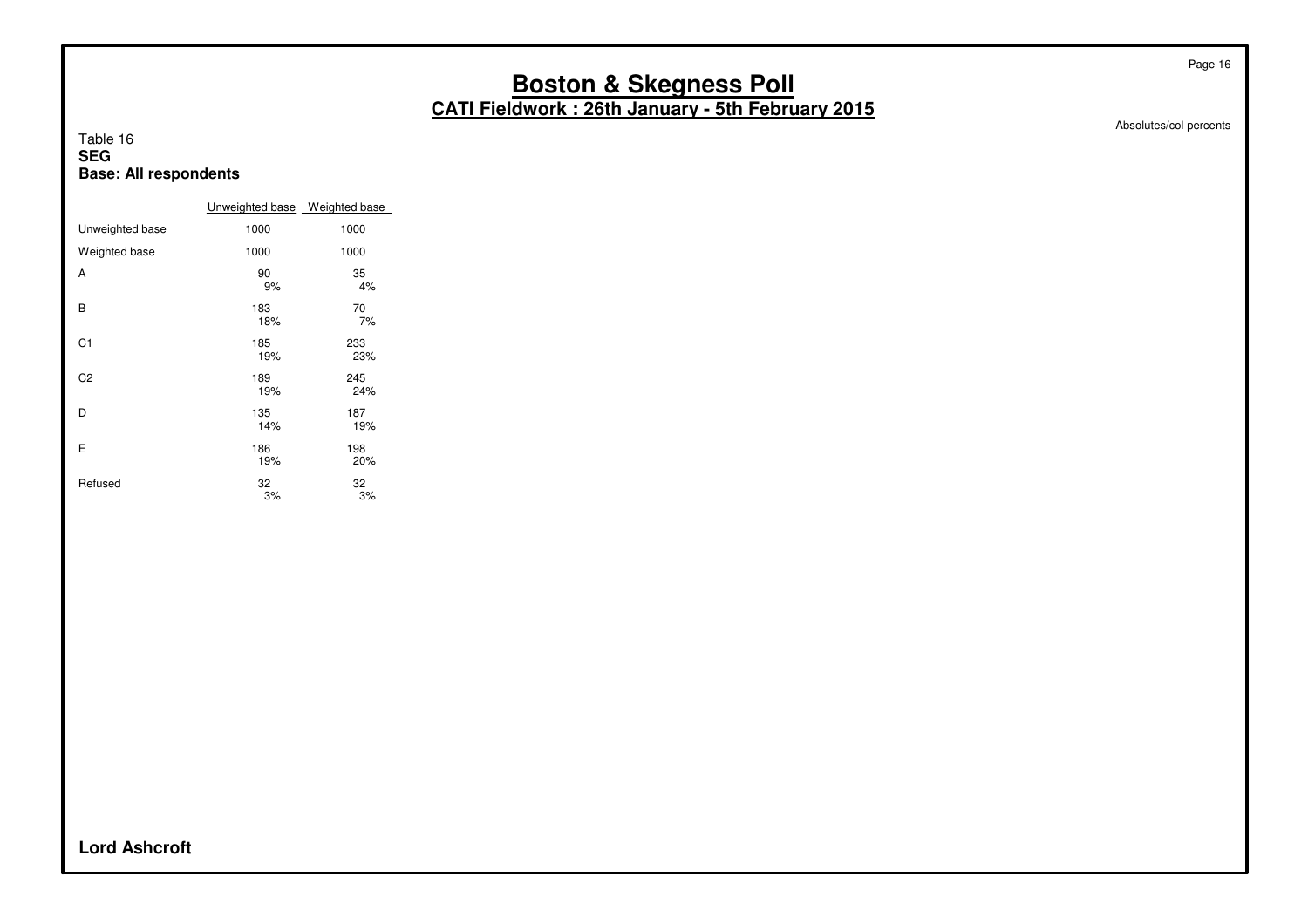# Boston & Skegness Poll

## CATI Fieldwork : 26th January - 5th February 2015

Absolutes/col percents

Table 16
**SEG**
**Base: All respondents**

| | Unweighted base | Weighted base |
|---|---|---|
| Unweighted base | 1000 | 1000 |
| Weighted base | 1000 | 1000 |
| A | 90<br>9% | 35<br>4% |
| B | 183<br>18% | 70<br>7% |
| C1 | 185<br>19% | 233<br>23% |
| C2 | 189<br>19% | 245<br>24% |
| D | 135<br>14% | 187<br>19% |
| E | 186<br>19% | 198<br>20% |
| Refused | 32<br>3% | 32<br>3% |

**Lord Ashcroft**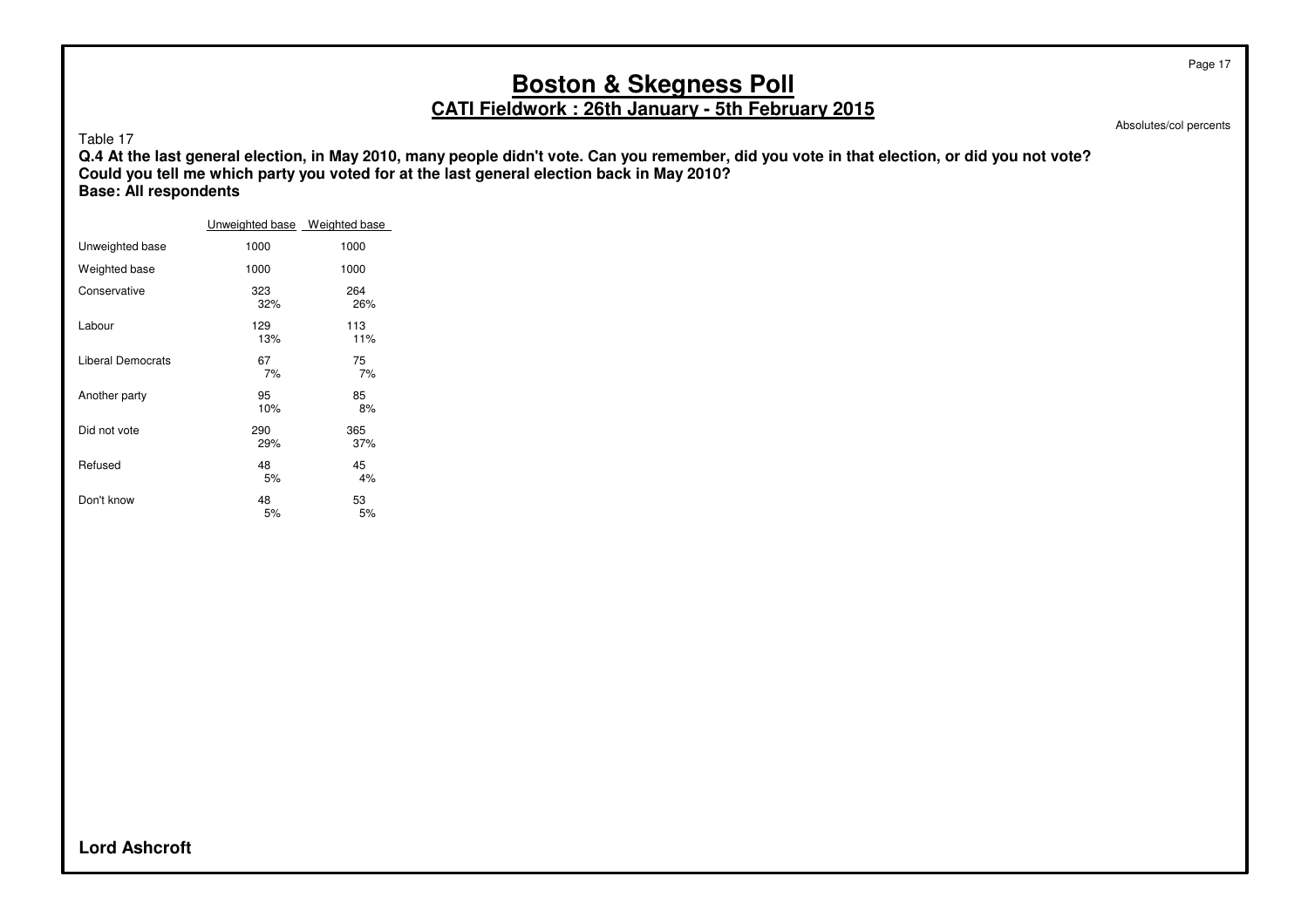# Boston & Skegness Poll

## CATI Fieldwork : 26th January - 5th February 2015

Absolutes/col percents

Table 17

**Q.4 At the last general election, in May 2010, many people didn't vote. Can you remember, did you vote in that election, or did you not vote? Could you tell me which party you voted for at the last general election back in May 2010?**
**Base: All respondents**

| | Unweighted base | Weighted base |
|---|---|---|
| Unweighted base | 1000 | 1000 |
| Weighted base | 1000 | 1000 |
| Conservative | 323<br>32% | 264<br>26% |
| Labour | 129<br>13% | 113<br>11% |
| Liberal Democrats | 67<br>7% | 75<br>7% |
| Another party | 95<br>10% | 85<br>8% |
| Did not vote | 290<br>29% | 365<br>37% |
| Refused | 48<br>5% | 45<br>4% |
| Don't know | 48<br>5% | 53<br>5% |

**Lord Ashcroft**